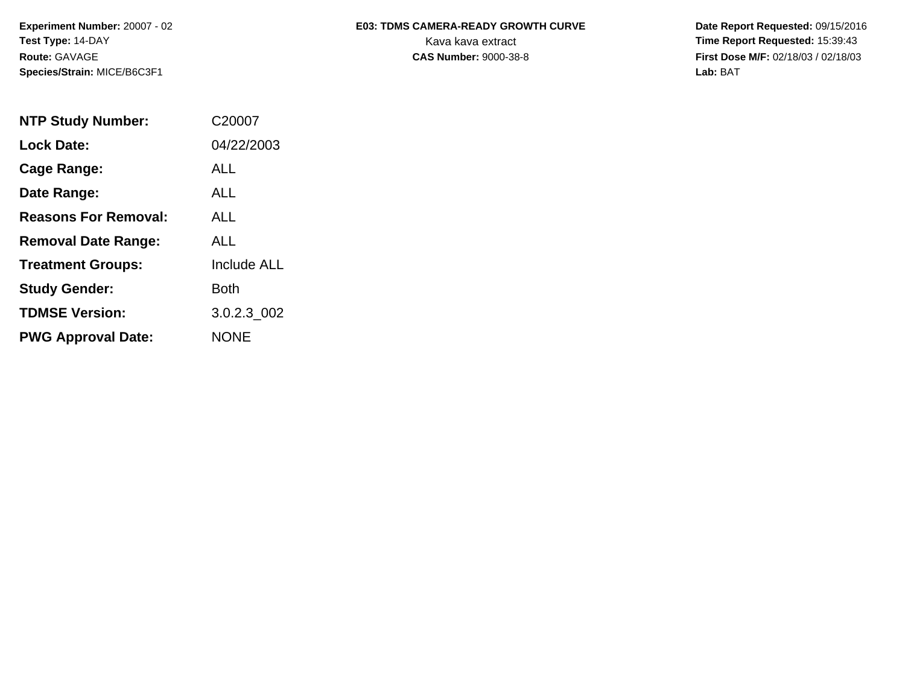**Experiment Number:** 20007 - 02
**Test Type:** 14-DAY
**Route:** GAVAGE
**Species/Strain:** MICE/B6C3F1

**E03: TDMS CAMERA-READY GROWTH CURVE**
Kava kava extract
**CAS Number:** 9000-38-8

**Date Report Requested:** 09/15/2016
**Time Report Requested:** 15:39:43
**First Dose M/F:** 02/18/03 / 02/18/03
**Lab:** BAT

| | |
|---|---|
| **NTP Study Number:** | C20007 |
| **Lock Date:** | 04/22/2003 |
| **Cage Range:** | ALL |
| **Date Range:** | ALL |
| **Reasons For Removal:** | ALL |
| **Removal Date Range:** | ALL |
| **Treatment Groups:** | Include ALL |
| **Study Gender:** | Both |
| **TDMSE Version:** | 3.0.2.3_002 |
| **PWG Approval Date:** | NONE |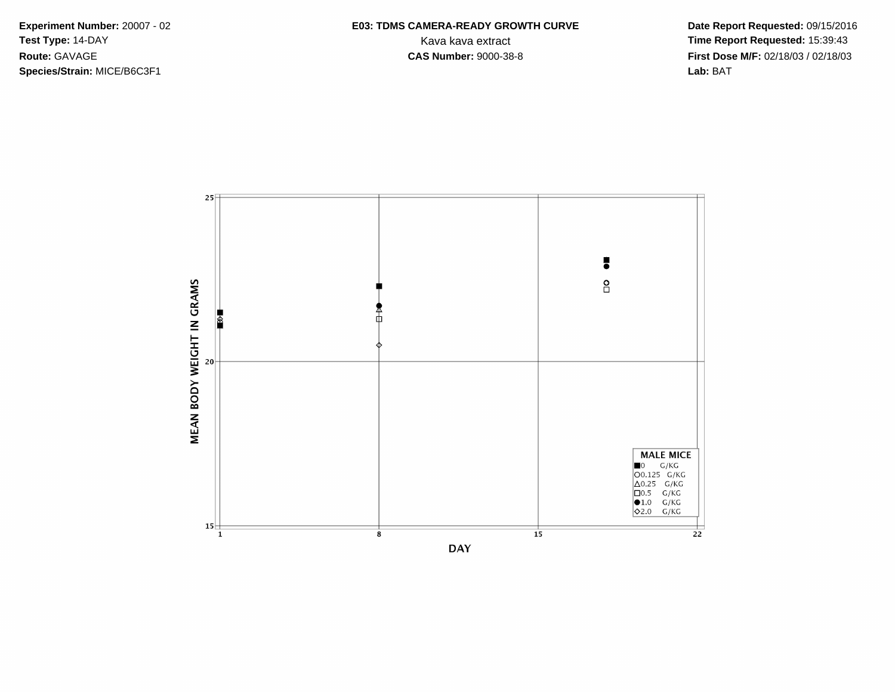**Experiment Number:** 20007 - 02
**Test Type:** 14-DAY
**Route:** GAVAGE
**Species/Strain:** MICE/B6C3F1

**E03: TDMS CAMERA-READY GROWTH CURVE**
Kava kava extract
**CAS Number:** 9000-38-8

**Date Report Requested:** 09/15/2016
**Time Report Requested:** 15:39:43
**First Dose M/F:** 02/18/03 / 02/18/03
**Lab:** BAT

MEAN BODY WEIGHT IN GRAMS

25

20

15

1 8 15 22

DAY

**MALE MICE**
■0 G/KG
○0.125 G/KG
△0.25 G/KG
□0.5 G/KG
●1.0 G/KG
◇2.0 G/KG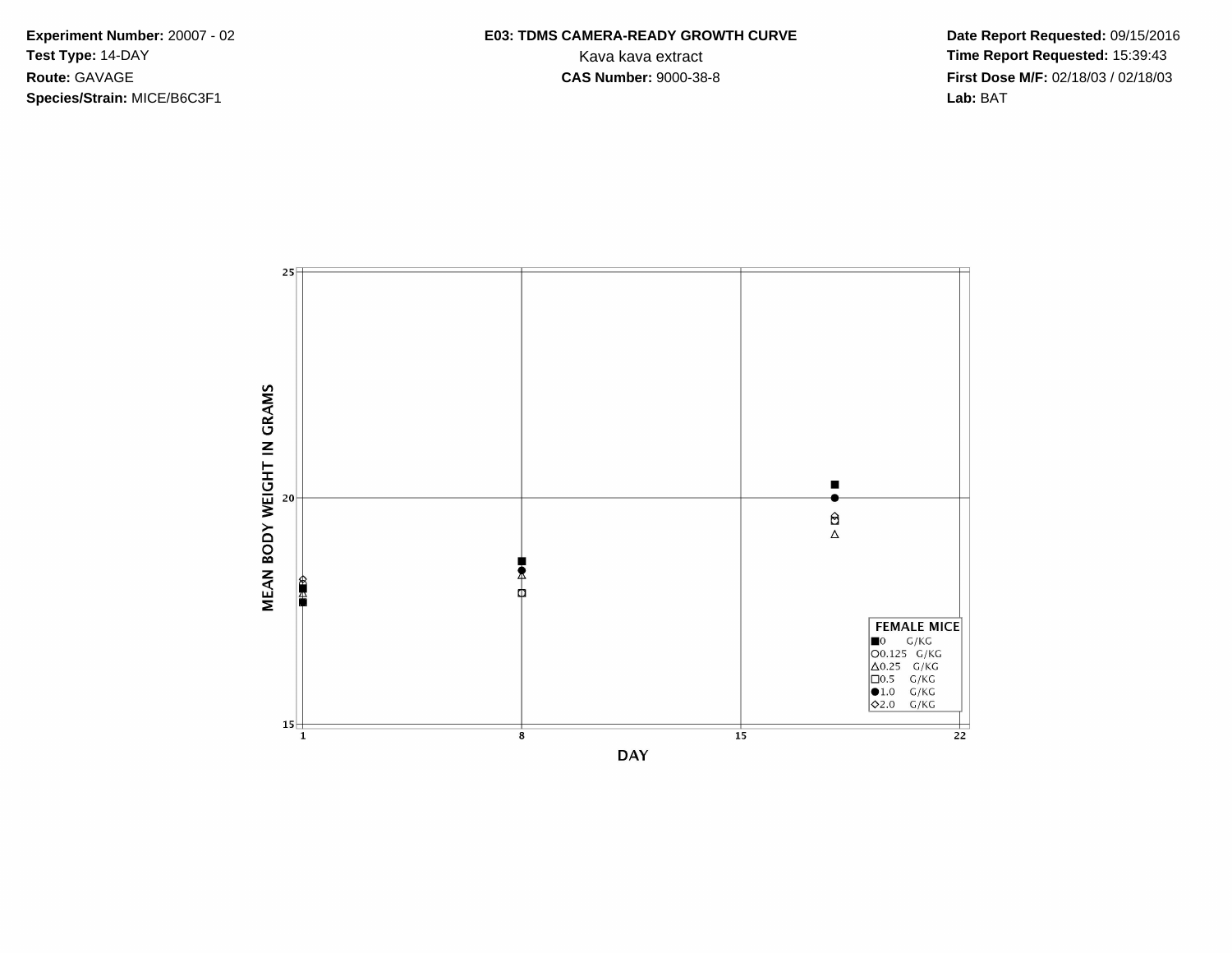**Experiment Number:** 20007 - 02
**Test Type:** 14-DAY
**Route:** GAVAGE
**Species/Strain:** MICE/B6C3F1

**E03: TDMS CAMERA-READY GROWTH CURVE**
Kava kava extract
**CAS Number:** 9000-38-8

**Date Report Requested:** 09/15/2016
**Time Report Requested:** 15:39:43
**First Dose M/F:** 02/18/03 / 02/18/03
**Lab:** BAT

MEAN BODY WEIGHT IN GRAMS

25
20
15

1
8
15
22

DAY

FEMALE MICE
■0 G/KG
○0.125 G/KG
△0.25 G/KG
□0.5 G/KG
●1.0 G/KG
◇2.0 G/KG